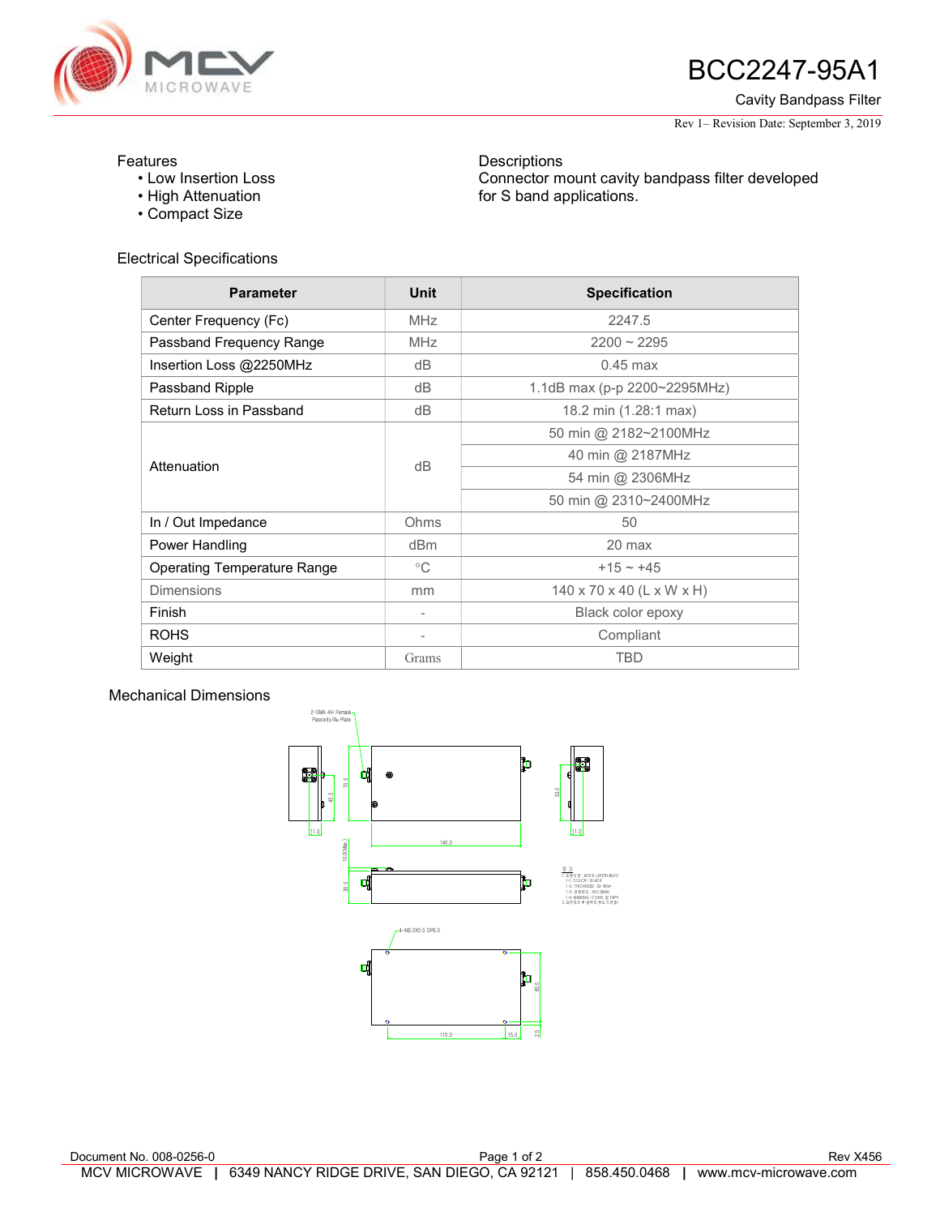# BCC2247-95A1

Cavity Bandpass Filter

Rev 1– Revision Date: September 3, 2019

Features
- Low Insertion Loss
- High Attenuation
- Compact Size

Descriptions

Connector mount cavity bandpass filter developed for S band applications.

## Electrical Specifications

| Parameter | Unit | Specification |
|---|---|---|
| Center Frequency (Fc) | MHz | 2247.5 |
| Passband Frequency Range | MHz | 2200 ~ 2295 |
| Insertion Loss @2250MHz | dB | 0.45 max |
| Passband Ripple | dB | 1.1dB max (p-p 2200~2295MHz) |
| Return Loss in Passband | dB | 18.2 min (1.28:1 max) |
| Attenuation | dB | 50 min @ 2182~2100MHz |
| | | 40 min @ 2187MHz |
| | | 54 min @ 2306MHz |
| | | 50 min @ 2310~2400MHz |
| In / Out Impedance | Ohms | 50 |
| Power Handling | dBm | 20 max |
| Operating Temperature Range | °C | +15 ~ +45 |
| Dimensions | mm | 140 x 70 x 40 (L x W x H) |
| Finish | - | Black color epoxy |
| ROHS | - | Compliant |
| Weight | Grams | TBD |

## Mechanical Dimensions

2-SMA 4H Female Passivity/Au Plate

4-M3.0X0.5 DP6.0

Document No. 008-0256-0

Rev X456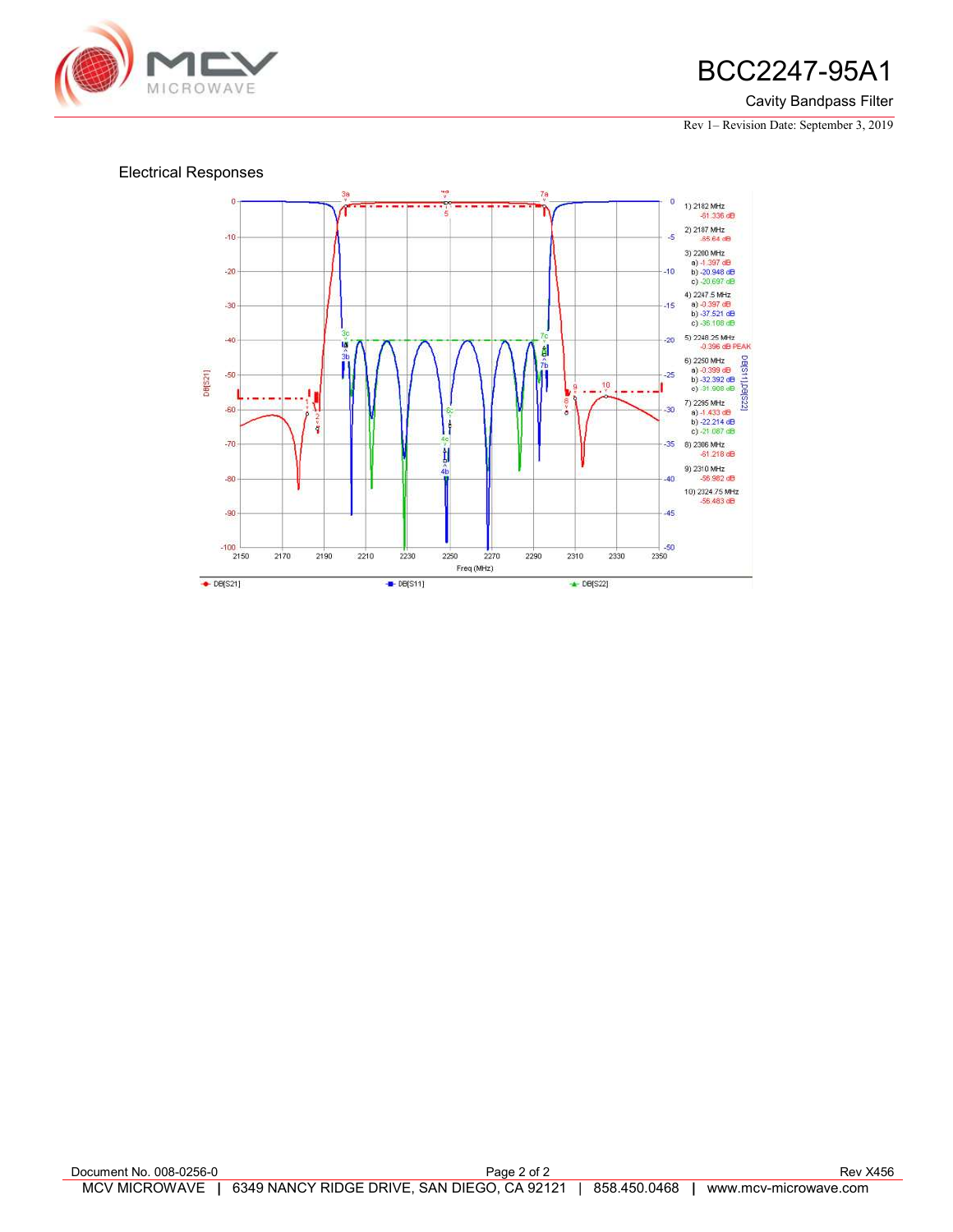## Electrical Responses

1) 2182 MHz
-61.336 dB

2) 2187 MHz
-65.64 dB

3) 2200 MHz
a) -1.397 dB
b) -20.948 dB
c) -20.697 dB

4) 2247.5 MHz
a) -0.397 dB
b) -37.521 dB
c) -36.108 dB

5) 2248.25 MHz
-0.396 dB PEAK

6) 2250 MHz
a) -0.399 dB
b) -32.392 dB
c) -31.908 dB

7) 2295 MHz
a) -1.433 dB
b) -22.214 dB
c) -21.087 dB

8) 2306 MHz
-61.218 dB

9) 2310 MHz
-56.982 dB

10) 2324.75 MHz
-56.483 dB

DB[S21]
DB[S11]
DB[S22]
DB[S11],DB[S22]
Freq (MHz)

Document No. 008-0256-0

Rev X456

MCV MICROWAVE | 6349 NANCY RIDGE DRIVE, SAN DIEGO, CA 92121 | 858.450.0468 | www.mcv-microwave.com